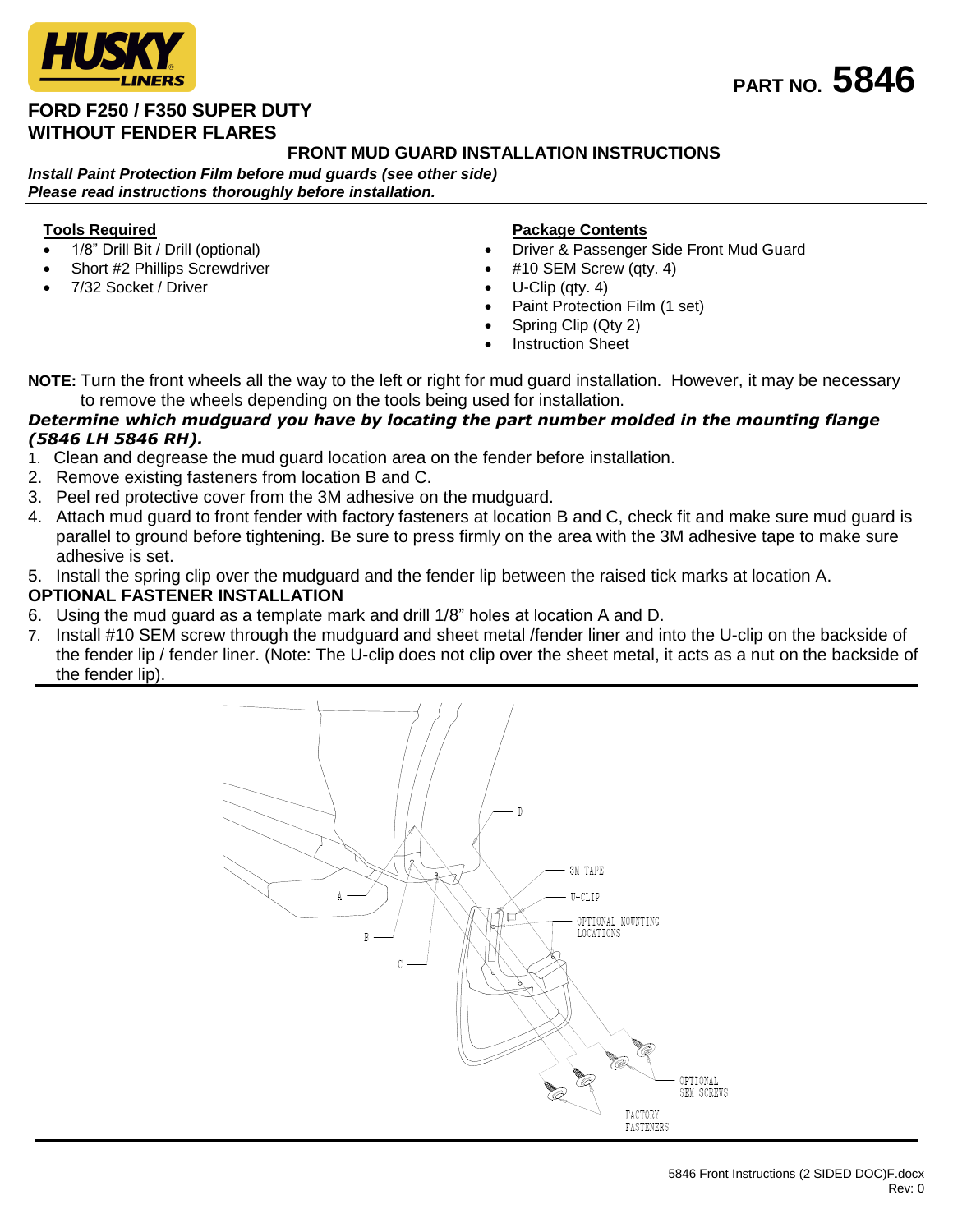**HUSKY LINERS**

**PART NO. 5846**

# FORD F250 / F350 SUPER DUTY WITHOUT FENDER FLARES

## FRONT MUD GUARD INSTALLATION INSTRUCTIONS

***Install Paint Protection Film before mud guards (see other side)***
***Please read instructions thoroughly before installation.***

**Tools Required**

- 1/8" Drill Bit / Drill (optional)
- Short #2 Phillips Screwdriver
- 7/32 Socket / Driver

**Package Contents**

- Driver & Passenger Side Front Mud Guard
- #10 SEM Screw (qty. 4)
- U-Clip (qty. 4)
- Paint Protection Film (1 set)
- Spring Clip (Qty 2)
- Instruction Sheet

**NOTE:** Turn the front wheels all the way to the left or right for mud guard installation. However, it may be necessary to remove the wheels depending on the tools being used for installation.

***Determine which mudguard you have by locating the part number molded in the mounting flange (5846 LH 5846 RH).***

1. Clean and degrease the mud guard location area on the fender before installation.
2. Remove existing fasteners from location B and C.
3. Peel red protective cover from the 3M adhesive on the mudguard.
4. Attach mud guard to front fender with factory fasteners at location B and C, check fit and make sure mud guard is parallel to ground before tightening. Be sure to press firmly on the area with the 3M adhesive tape to make sure adhesive is set.
5. Install the spring clip over the mudguard and the fender lip between the raised tick marks at location A.

**OPTIONAL FASTENER INSTALLATION**

6. Using the mud guard as a template mark and drill 1/8" holes at location A and D.
7. Install #10 SEM screw through the mudguard and sheet metal /fender liner and into the U-clip on the backside of the fender lip / fender liner. (Note: The U-clip does not clip over the sheet metal, it acts as a nut on the backside of the fender lip).

D
3M TAPE
U-CLIP
OPTIONAL MOUNTING LOCATIONS
A
B
C
OPTIONAL SEM SCREWS
FACTORY FASTENERS

5846 Front Instructions (2 SIDED DOC)F.docx
Rev: 0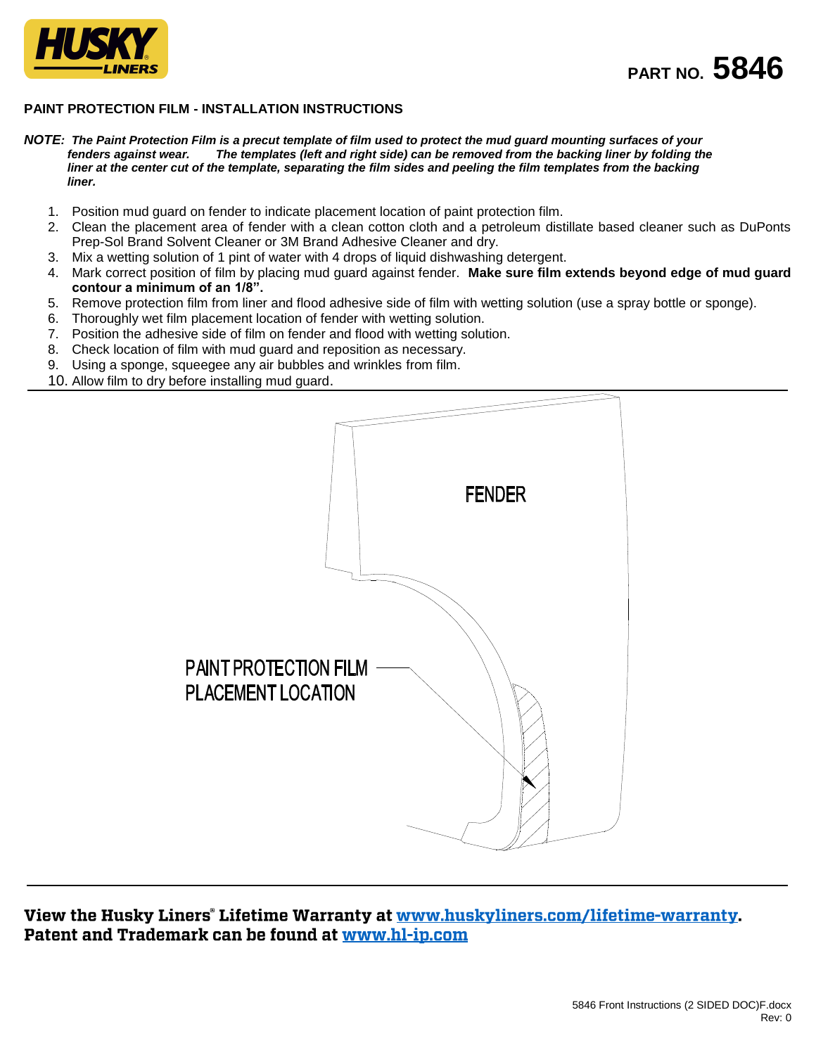PART NO. **5846**

## PAINT PROTECTION FILM - INSTALLATION INSTRUCTIONS

***NOTE:** The Paint Protection Film is a precut template of film used to protect the mud guard mounting surfaces of your fenders against wear. The templates (left and right side) can be removed from the backing liner by folding the liner at the center cut of the template, separating the film sides and peeling the film templates from the backing liner.*

1. Position mud guard on fender to indicate placement location of paint protection film.
2. Clean the placement area of fender with a clean cotton cloth and a petroleum distillate based cleaner such as DuPonts Prep-Sol Brand Solvent Cleaner or 3M Brand Adhesive Cleaner and dry.
3. Mix a wetting solution of 1 pint of water with 4 drops of liquid dishwashing detergent.
4. Mark correct position of film by placing mud guard against fender. **Make sure film extends beyond edge of mud guard contour a minimum of an 1/8".**
5. Remove protection film from liner and flood adhesive side of film with wetting solution (use a spray bottle or sponge).
6. Thoroughly wet film placement location of fender with wetting solution.
7. Position the adhesive side of film on fender and flood with wetting solution.
8. Check location of film with mud guard and reposition as necessary.
9. Using a sponge, squeegee any air bubbles and wrinkles from film.
10. Allow film to dry before installing mud guard.

FENDER

PAINT PROTECTION FILM PLACEMENT LOCATION

**View the Husky Liners® Lifetime Warranty at www.huskyliners.com/lifetime-warranty.**
**Patent and Trademark can be found at www.hl-ip.com**

5846 Front Instructions (2 SIDED DOC)F.docx
Rev: 0